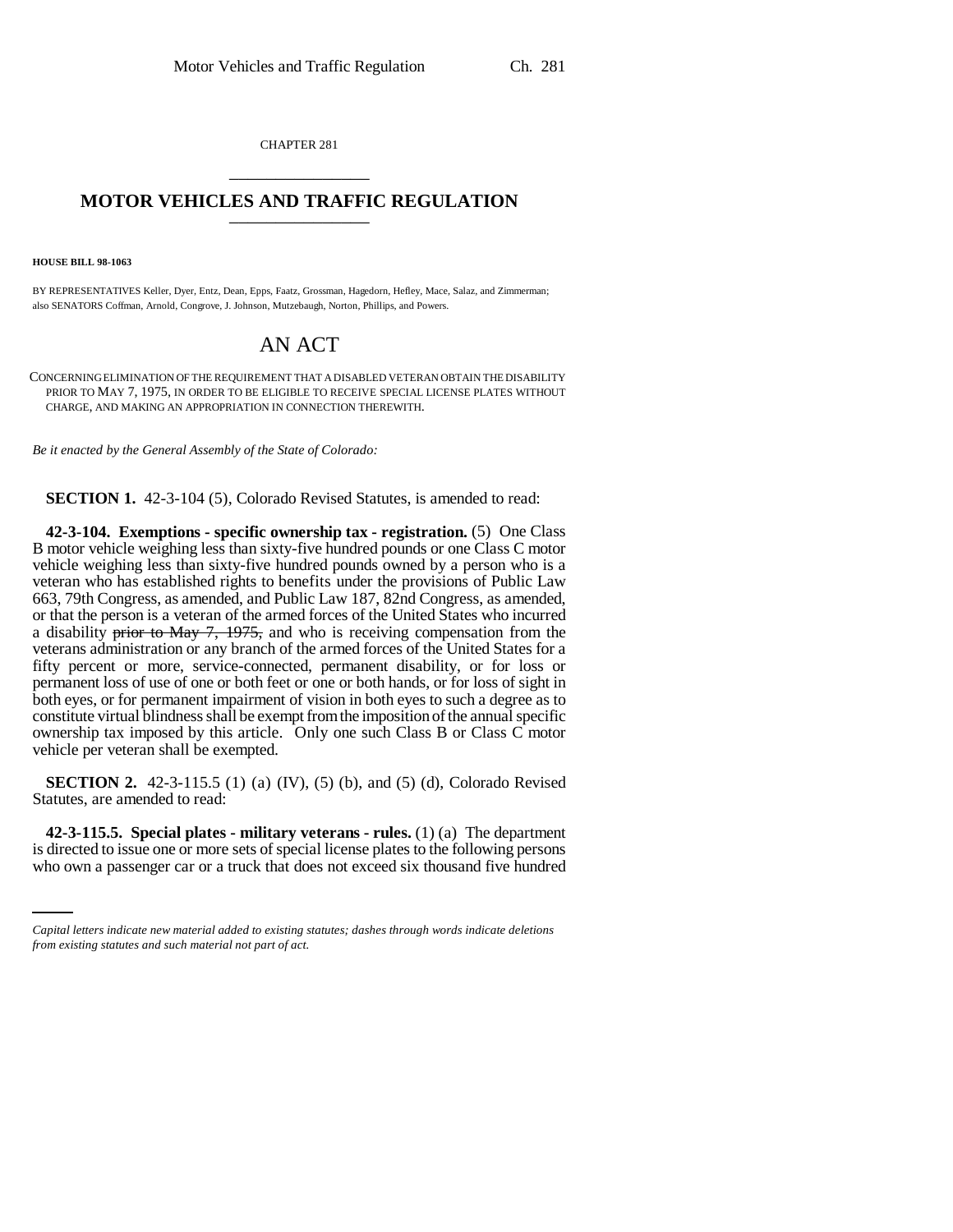CHAPTER 281

# MOTOR VEHICLES AND TRAFFIC REGULATION

**HOUSE BILL 98-1063**

BY REPRESENTATIVES Keller, Dyer, Entz, Dean, Epps, Faatz, Grossman, Hagedorn, Hefley, Mace, Salaz, and Zimmerman; also SENATORS Coffman, Arnold, Congrove, J. Johnson, Mutzebaugh, Norton, Phillips, and Powers.

# AN ACT

CONCERNING ELIMINATION OF THE REQUIREMENT THAT A DISABLED VETERAN OBTAIN THE DISABILITY PRIOR TO MAY 7, 1975, IN ORDER TO BE ELIGIBLE TO RECEIVE SPECIAL LICENSE PLATES WITHOUT CHARGE, AND MAKING AN APPROPRIATION IN CONNECTION THEREWITH.

*Be it enacted by the General Assembly of the State of Colorado:*

**SECTION 1.** 42-3-104 (5), Colorado Revised Statutes, is amended to read:

**42-3-104. Exemptions - specific ownership tax - registration.** (5) One Class B motor vehicle weighing less than sixty-five hundred pounds or one Class C motor vehicle weighing less than sixty-five hundred pounds owned by a person who is a veteran who has established rights to benefits under the provisions of Public Law 663, 79th Congress, as amended, and Public Law 187, 82nd Congress, as amended, or that the person is a veteran of the armed forces of the United States who incurred a disability ~~prior to May 7, 1975,~~ and who is receiving compensation from the veterans administration or any branch of the armed forces of the United States for a fifty percent or more, service-connected, permanent disability, or for loss or permanent loss of use of one or both feet or one or both hands, or for loss of sight in both eyes, or for permanent impairment of vision in both eyes to such a degree as to constitute virtual blindness shall be exempt from the imposition of the annual specific ownership tax imposed by this article. Only one such Class B or Class C motor vehicle per veteran shall be exempted.

**SECTION 2.** 42-3-115.5 (1) (a) (IV), (5) (b), and (5) (d), Colorado Revised Statutes, are amended to read:

**42-3-115.5. Special plates - military veterans - rules.** (1) (a) The department is directed to issue one or more sets of special license plates to the following persons who own a passenger car or a truck that does not exceed six thousand five hundred

*Capital letters indicate new material added to existing statutes; dashes through words indicate deletions from existing statutes and such material not part of act.*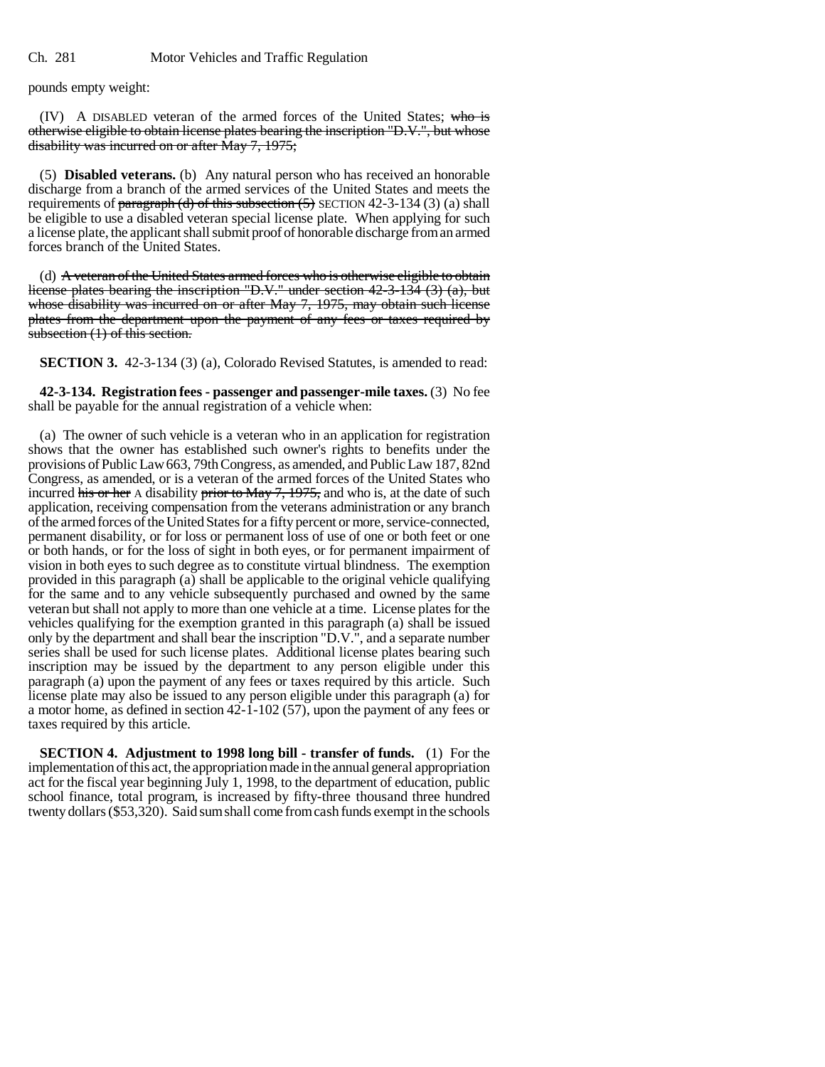pounds empty weight:

(IV) A DISABLED veteran of the armed forces of the United States; ~~who is otherwise eligible to obtain license plates bearing the inscription "D.V.", but whose disability was incurred on or after May 7, 1975;~~

(5) **Disabled veterans.** (b) Any natural person who has received an honorable discharge from a branch of the armed services of the United States and meets the requirements of ~~paragraph (d) of this subsection (5)~~ SECTION 42-3-134 (3) (a) shall be eligible to use a disabled veteran special license plate. When applying for such a license plate, the applicant shall submit proof of honorable discharge from an armed forces branch of the United States.

(d) ~~A veteran of the United States armed forces who is otherwise eligible to obtain license plates bearing the inscription "D.V." under section 42-3-134 (3) (a), but whose disability was incurred on or after May 7, 1975, may obtain such license plates from the department upon the payment of any fees or taxes required by subsection (1) of this section.~~

**SECTION 3.** 42-3-134 (3) (a), Colorado Revised Statutes, is amended to read:

**42-3-134. Registration fees - passenger and passenger-mile taxes.** (3) No fee shall be payable for the annual registration of a vehicle when:

(a) The owner of such vehicle is a veteran who in an application for registration shows that the owner has established such owner's rights to benefits under the provisions of Public Law 663, 79th Congress, as amended, and Public Law 187, 82nd Congress, as amended, or is a veteran of the armed forces of the United States who incurred ~~his or her~~ A disability ~~prior to May 7, 1975,~~ and who is, at the date of such application, receiving compensation from the veterans administration or any branch of the armed forces of the United States for a fifty percent or more, service-connected, permanent disability, or for loss or permanent loss of use of one or both feet or one or both hands, or for the loss of sight in both eyes, or for permanent impairment of vision in both eyes to such degree as to constitute virtual blindness. The exemption provided in this paragraph (a) shall be applicable to the original vehicle qualifying for the same and to any vehicle subsequently purchased and owned by the same veteran but shall not apply to more than one vehicle at a time. License plates for the vehicles qualifying for the exemption granted in this paragraph (a) shall be issued only by the department and shall bear the inscription "D.V.", and a separate number series shall be used for such license plates. Additional license plates bearing such inscription may be issued by the department to any person eligible under this paragraph (a) upon the payment of any fees or taxes required by this article. Such license plate may also be issued to any person eligible under this paragraph (a) for a motor home, as defined in section 42-1-102 (57), upon the payment of any fees or taxes required by this article.

**SECTION 4. Adjustment to 1998 long bill - transfer of funds.** (1) For the implementation of this act, the appropriation made in the annual general appropriation act for the fiscal year beginning July 1, 1998, to the department of education, public school finance, total program, is increased by fifty-three thousand three hundred twenty dollars ($53,320). Said sum shall come from cash funds exempt in the schools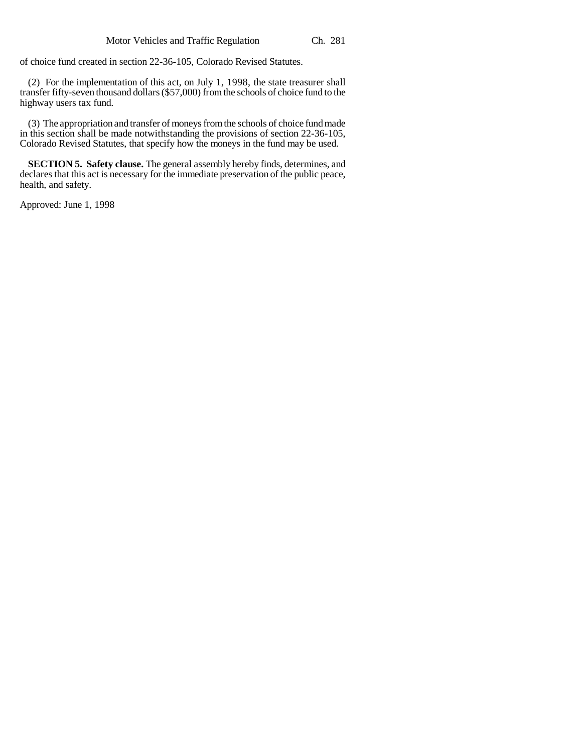of choice fund created in section 22-36-105, Colorado Revised Statutes.

(2) For the implementation of this act, on July 1, 1998, the state treasurer shall transfer fifty-seven thousand dollars ($57,000) from the schools of choice fund to the highway users tax fund.

(3) The appropriation and transfer of moneys from the schools of choice fund made in this section shall be made notwithstanding the provisions of section 22-36-105, Colorado Revised Statutes, that specify how the moneys in the fund may be used.

**SECTION 5. Safety clause.** The general assembly hereby finds, determines, and declares that this act is necessary for the immediate preservation of the public peace, health, and safety.

Approved: June 1, 1998